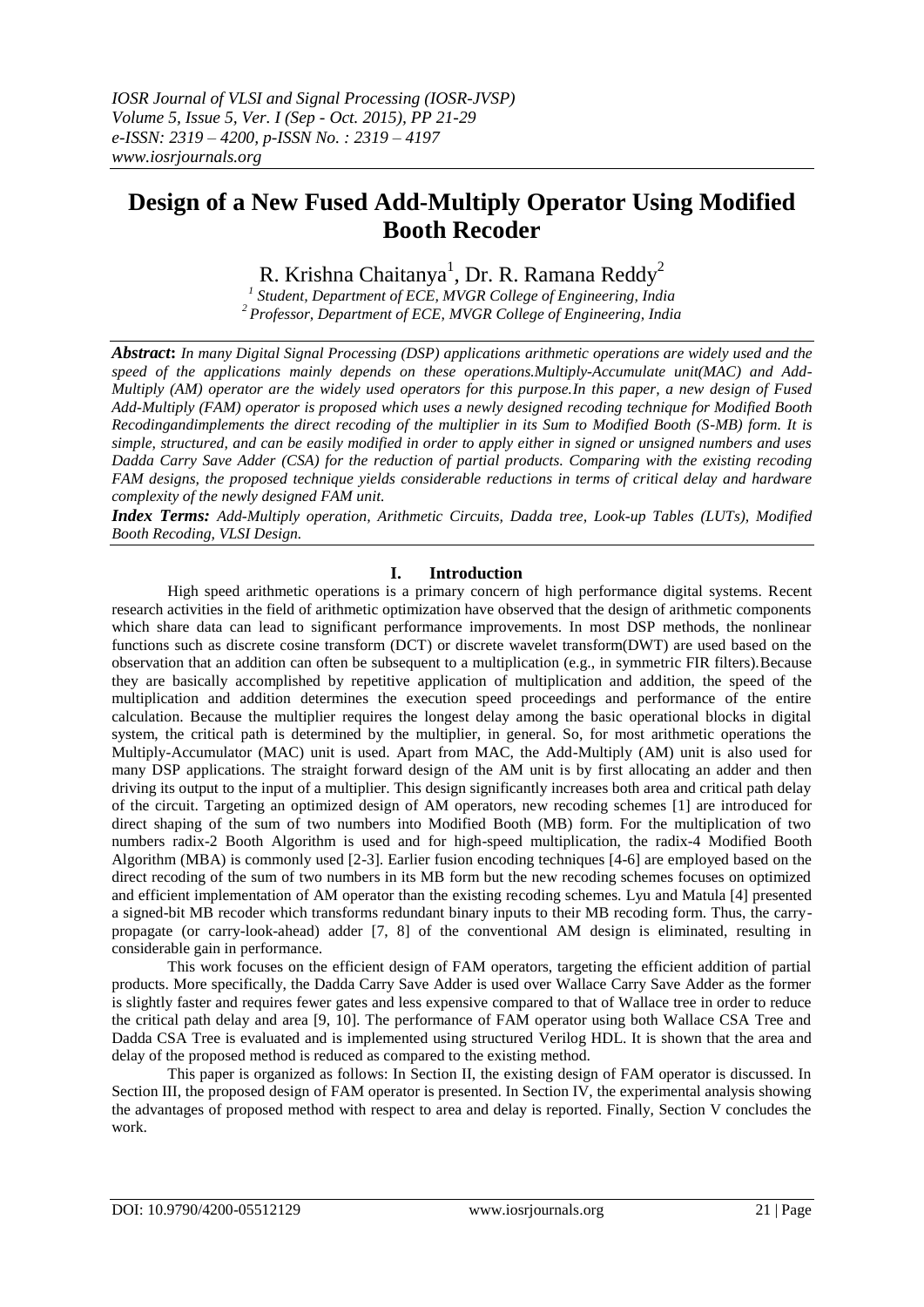# Design of a New Fused Add-Multiply Operator Using Modified Booth Recoder

R. Krishna Chaitanya[1], Dr. R. Ramana Reddy[2]

[1] *Student, Department of ECE, MVGR College of Engineering, India*
[2] *Professor, Department of ECE, MVGR College of Engineering, India*

***Abstract*:** *In many Digital Signal Processing (DSP) applications arithmetic operations are widely used and the speed of the applications mainly depends on these operations.Multiply-Accumulate unit(MAC) and Add-Multiply (AM) operator are the widely used operators for this purpose.In this paper, a new design of Fused Add-Multiply (FAM) operator is proposed which uses a newly designed recoding technique for Modified Booth Recodingandimplements the direct recoding of the multiplier in its Sum to Modified Booth (S-MB) form. It is simple, structured, and can be easily modified in order to apply either in signed or unsigned numbers and uses Dadda Carry Save Adder (CSA) for the reduction of partial products. Comparing with the existing recoding FAM designs, the proposed technique yields considerable reductions in terms of critical delay and hardware complexity of the newly designed FAM unit.*

***Index Terms:*** *Add-Multiply operation, Arithmetic Circuits, Dadda tree, Look-up Tables (LUTs), Modified Booth Recoding, VLSI Design.*

## I. Introduction

High speed arithmetic operations is a primary concern of high performance digital systems. Recent research activities in the field of arithmetic optimization have observed that the design of arithmetic components which share data can lead to significant performance improvements. In most DSP methods, the nonlinear functions such as discrete cosine transform (DCT) or discrete wavelet transform(DWT) are used based on the observation that an addition can often be subsequent to a multiplication (e.g., in symmetric FIR filters).Because they are basically accomplished by repetitive application of multiplication and addition, the speed of the multiplication and addition determines the execution speed proceedings and performance of the entire calculation. Because the multiplier requires the longest delay among the basic operational blocks in digital system, the critical path is determined by the multiplier, in general. So, for most arithmetic operations the Multiply-Accumulator (MAC) unit is used. Apart from MAC, the Add-Multiply (AM) unit is also used for many DSP applications. The straight forward design of the AM unit is by first allocating an adder and then driving its output to the input of a multiplier. This design significantly increases both area and critical path delay of the circuit. Targeting an optimized design of AM operators, new recoding schemes [1] are introduced for direct shaping of the sum of two numbers into Modified Booth (MB) form. For the multiplication of two numbers radix-2 Booth Algorithm is used and for high-speed multiplication, the radix-4 Modified Booth Algorithm (MBA) is commonly used [2-3]. Earlier fusion encoding techniques [4-6] are employed based on the direct recoding of the sum of two numbers in its MB form but the new recoding schemes focuses on optimized and efficient implementation of AM operator than the existing recoding schemes. Lyu and Matula [4] presented a signed-bit MB recoder which transforms redundant binary inputs to their MB recoding form. Thus, the carry-propagate (or carry-look-ahead) adder [7, 8] of the conventional AM design is eliminated, resulting in considerable gain in performance.

This work focuses on the efficient design of FAM operators, targeting the efficient addition of partial products. More specifically, the Dadda Carry Save Adder is used over Wallace Carry Save Adder as the former is slightly faster and requires fewer gates and less expensive compared to that of Wallace tree in order to reduce the critical path delay and area [9, 10]. The performance of FAM operator using both Wallace CSA Tree and Dadda CSA Tree is evaluated and is implemented using structured Verilog HDL. It is shown that the area and delay of the proposed method is reduced as compared to the existing method.

This paper is organized as follows: In Section II, the existing design of FAM operator is discussed. In Section III, the proposed design of FAM operator is presented. In Section IV, the experimental analysis showing the advantages of proposed method with respect to area and delay is reported. Finally, Section V concludes the work.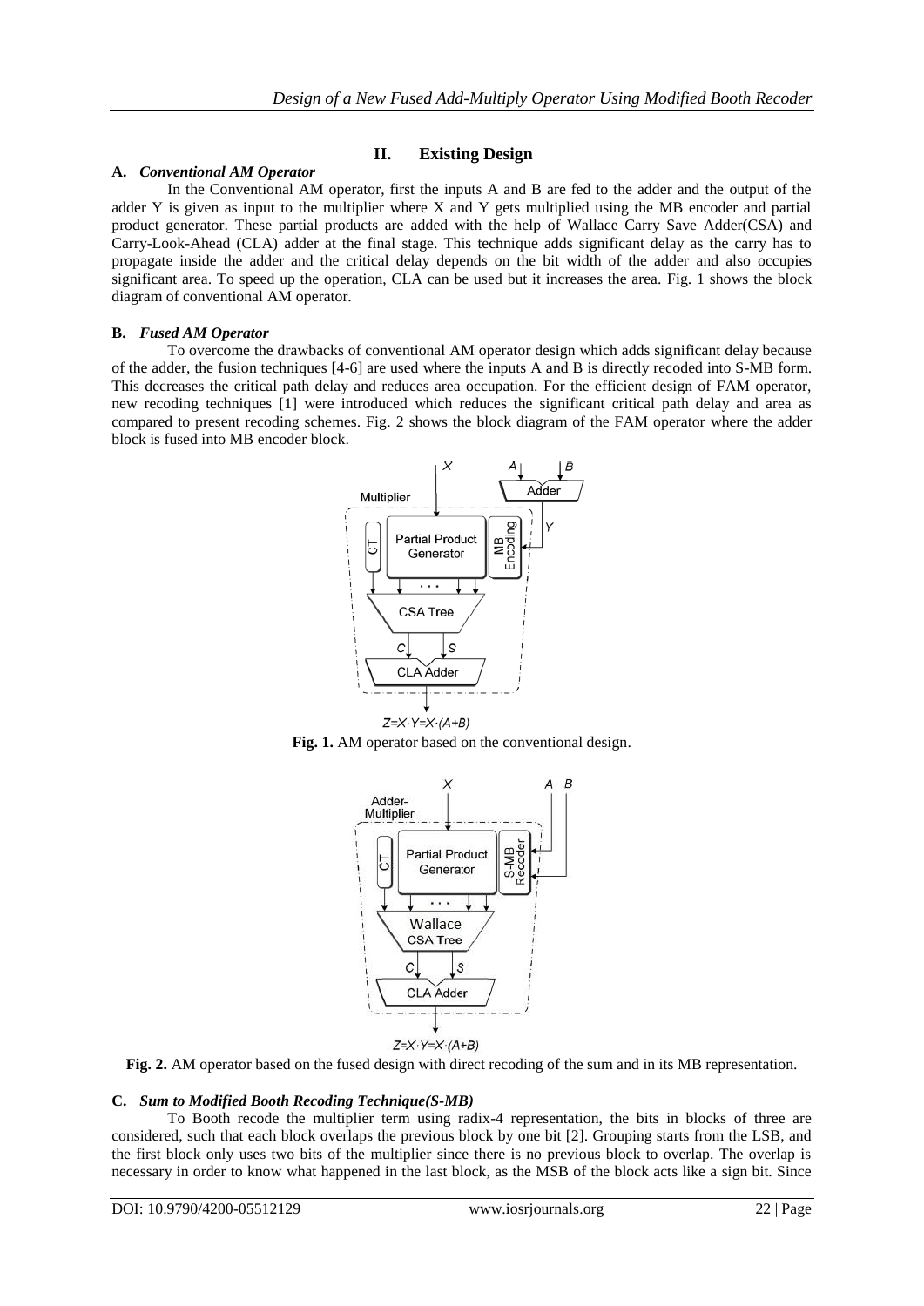## II. Existing Design

### A. *Conventional AM Operator*

In the Conventional AM operator, first the inputs A and B are fed to the adder and the output of the adder Y is given as input to the multiplier where X and Y gets multiplied using the MB encoder and partial product generator. These partial products are added with the help of Wallace Carry Save Adder(CSA) and Carry-Look-Ahead (CLA) adder at the final stage. This technique adds significant delay as the carry has to propagate inside the adder and the critical delay depends on the bit width of the adder and also occupies significant area. To speed up the operation, CLA can be used but it increases the area. Fig. 1 shows the block diagram of conventional AM operator.

### B. *Fused AM Operator*

To overcome the drawbacks of conventional AM operator design which adds significant delay because of the adder, the fusion techniques [4-6] are used where the inputs A and B is directly recoded into S-MB form. This decreases the critical path delay and reduces area occupation. For the efficient design of FAM operator, new recoding techniques [1] were introduced which reduces the significant critical path delay and area as compared to present recoding schemes. Fig. 2 shows the block diagram of the FAM operator where the adder block is fused into MB encoder block.

**Fig. 1.** AM operator based on the conventional design.

**Fig. 2.** AM operator based on the fused design with direct recoding of the sum and in its MB representation.

### C. *Sum to Modified Booth Recoding Technique(S-MB)*

To Booth recode the multiplier term using radix-4 representation, the bits in blocks of three are considered, such that each block overlaps the previous block by one bit [2]. Grouping starts from the LSB, and the first block only uses two bits of the multiplier since there is no previous block to overlap. The overlap is necessary in order to know what happened in the last block, as the MSB of the block acts like a sign bit. Since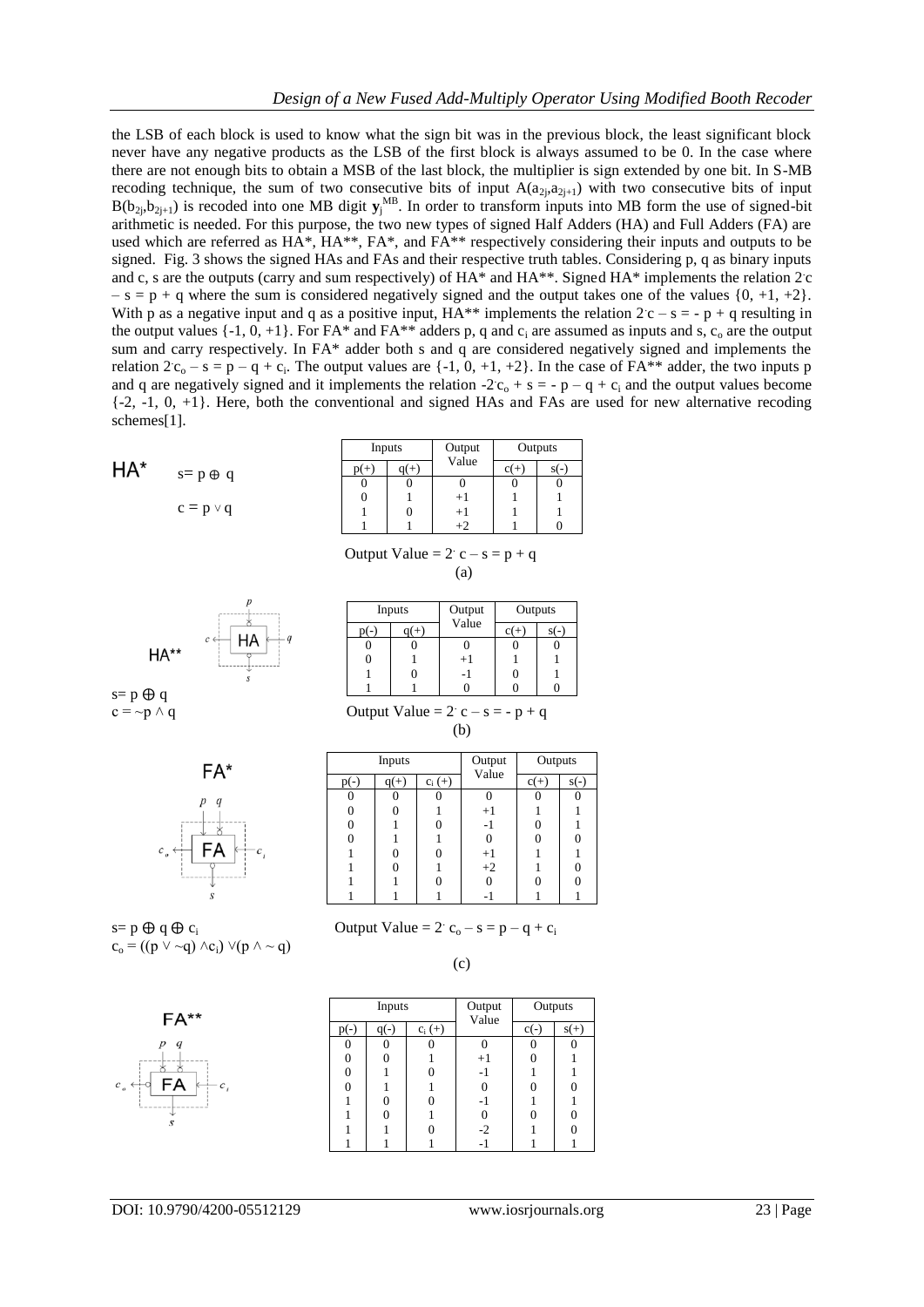the LSB of each block is used to know what the sign bit was in the previous block, the least significant block never have any negative products as the LSB of the first block is always assumed to be 0. In the case where there are not enough bits to obtain a MSB of the last block, the multiplier is sign extended by one bit. In S-MB recoding technique, the sum of two consecutive bits of input $A(a_{2j},a_{2j+1})$ with two consecutive bits of input $B(b_{2j},b_{2j+1})$ is recoded into one MB digit $\mathbf{y}_j^{MB}$. In order to transform inputs into MB form the use of signed-bit arithmetic is needed. For this purpose, the two new types of signed Half Adders (HA) and Full Adders (FA) are used which are referred as HA*, HA**, FA*, and FA** respectively considering their inputs and outputs to be signed. Fig. 3 shows the signed HAs and FAs and their respective truth tables. Considering p, q as binary inputs and c, s are the outputs (carry and sum respectively) of HA* and HA**. Signed HA* implements the relation $2 \cdot c - s = p + q$ where the sum is considered negatively signed and the output takes one of the values {0, +1, +2}. With p as a negative input and q as a positive input, HA** implements the relation $2 \cdot c - s = - p + q$ resulting in the output values {-1, 0, +1}. For FA* and FA** adders p, q and $c_i$ are assumed as inputs and s, $c_o$ are the output sum and carry respectively. In FA* adder both s and q are considered negatively signed and implements the relation $2 \cdot c_o - s = p - q + c_i$. The output values are {-1, 0, +1, +2}. In the case of FA** adder, the two inputs p and q are negatively signed and it implements the relation $-2 \cdot c_o + s = - p - q + c_i$ and the output values become {-2, -1, 0, +1}. Here, both the conventional and signed HAs and FAs are used for new alternative recoding schemes[1].

HA*

$s = p \oplus q$

$c = p \vee q$

| Inputs | | Output Value | Outputs | |
|---|---|---|---|---|
| p(+) | q(+) | | c(+) | s(-) |
| 0 | 0 | 0 | 0 | 0 |
| 0 | 1 | +1 | 1 | 1 |
| 1 | 0 | +1 | 1 | 1 |
| 1 | 1 | +2 | 1 | 0 |

Output Value $= 2 \cdot c - s = p + q$

(a)

HA**

$s = p \oplus q$

$c = \sim p \wedge q$

| Inputs | | Output Value | Outputs | |
|---|---|---|---|---|
| p(-) | q(+) | | c(+) | s(-) |
| 0 | 0 | 0 | 0 | 0 |
| 0 | 1 | +1 | 1 | 1 |
| 1 | 0 | -1 | 0 | 1 |
| 1 | 1 | 0 | 0 | 0 |

Output Value $= 2 \cdot c - s = - p + q$

(b)

FA*

$s = p \oplus q \oplus c_i$

$c_o = ((p \vee \sim q) \wedge c_i) \vee (p \wedge \sim q)$

| Inputs | | | Output Value | Outputs | |
|---|---|---|---|---|---|
| p(-) | q(+) | $c_i$ (+) | | c(+) | s(-) |
| 0 | 0 | 0 | 0 | 0 | 0 |
| 0 | 0 | 1 | +1 | 1 | 1 |
| 0 | 1 | 0 | -1 | 0 | 1 |
| 0 | 1 | 1 | 0 | 0 | 0 |
| 1 | 0 | 0 | +1 | 1 | 1 |
| 1 | 0 | 1 | +2 | 1 | 0 |
| 1 | 1 | 0 | 0 | 0 | 0 |
| 1 | 1 | 1 | -1 | 1 | 1 |

Output Value $= 2 \cdot c_o - s = p - q + c_i$

(c)

FA**

| Inputs | | | Output Value | Outputs | |
|---|---|---|---|---|---|
| p(-) | q(-) | $c_i$ (+) | | c(-) | s(+) |
| 0 | 0 | 0 | 0 | 0 | 0 |
| 0 | 0 | 1 | +1 | 0 | 1 |
| 0 | 1 | 0 | -1 | 1 | 1 |
| 0 | 1 | 1 | 0 | 0 | 0 |
| 1 | 0 | 0 | -1 | 1 | 1 |
| 1 | 0 | 1 | 0 | 0 | 0 |
| 1 | 1 | 0 | -2 | 1 | 0 |
| 1 | 1 | 1 | -1 | 1 | 1 |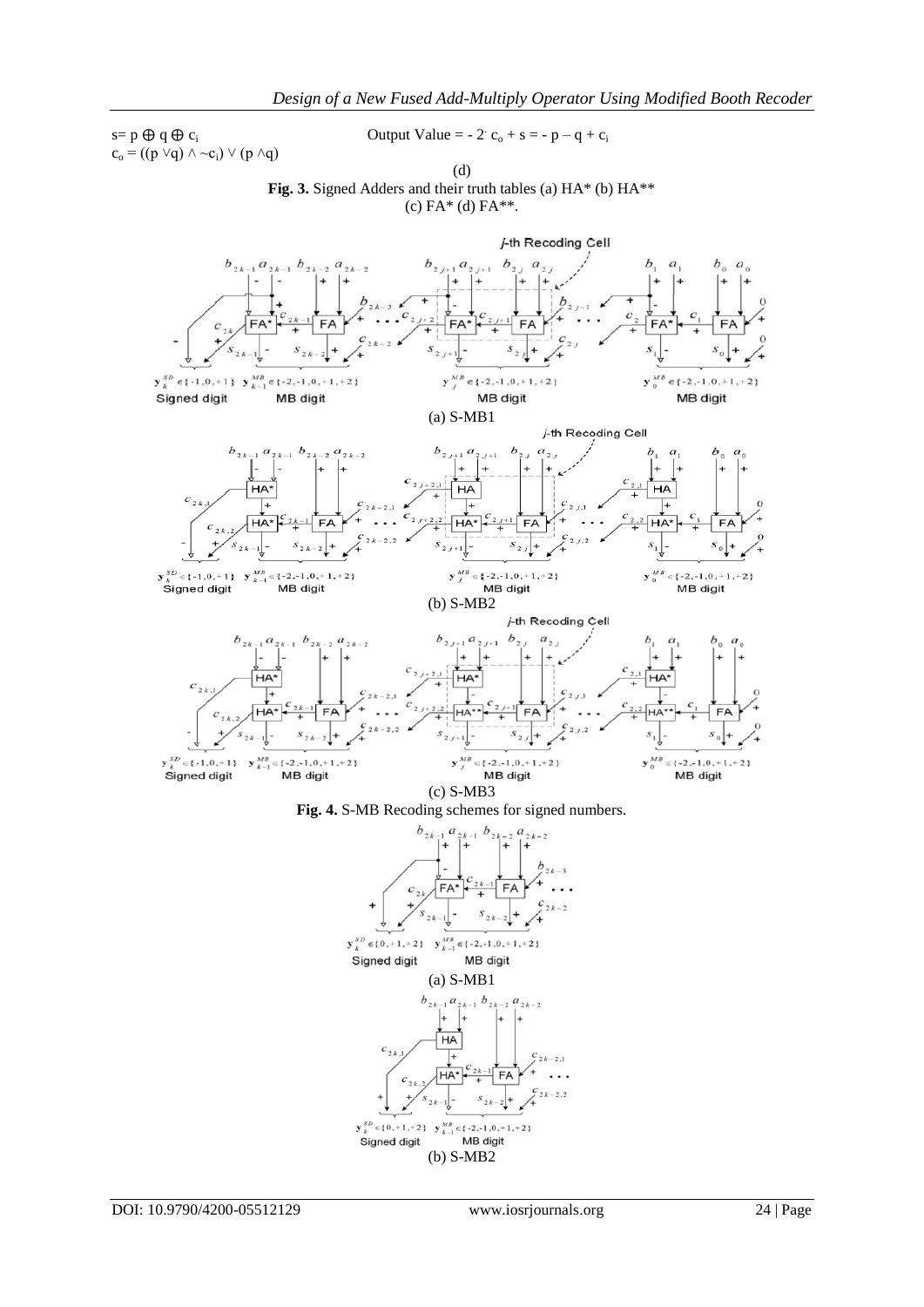$s = p \oplus q \oplus c_i$

$c_o = ((p \vee q) \wedge \sim c_i) \vee (p \wedge q)$

Output Value $= -2 \cdot c_o + s = -p - q + c_i$

(d)

**Fig. 3.** Signed Adders and their truth tables (a) HA* (b) HA** (c) FA* (d) FA**.

(a) S-MB1

(b) S-MB2

(c) S-MB3

**Fig. 4.** S-MB Recoding schemes for signed numbers.

(a) S-MB1

(b) S-MB2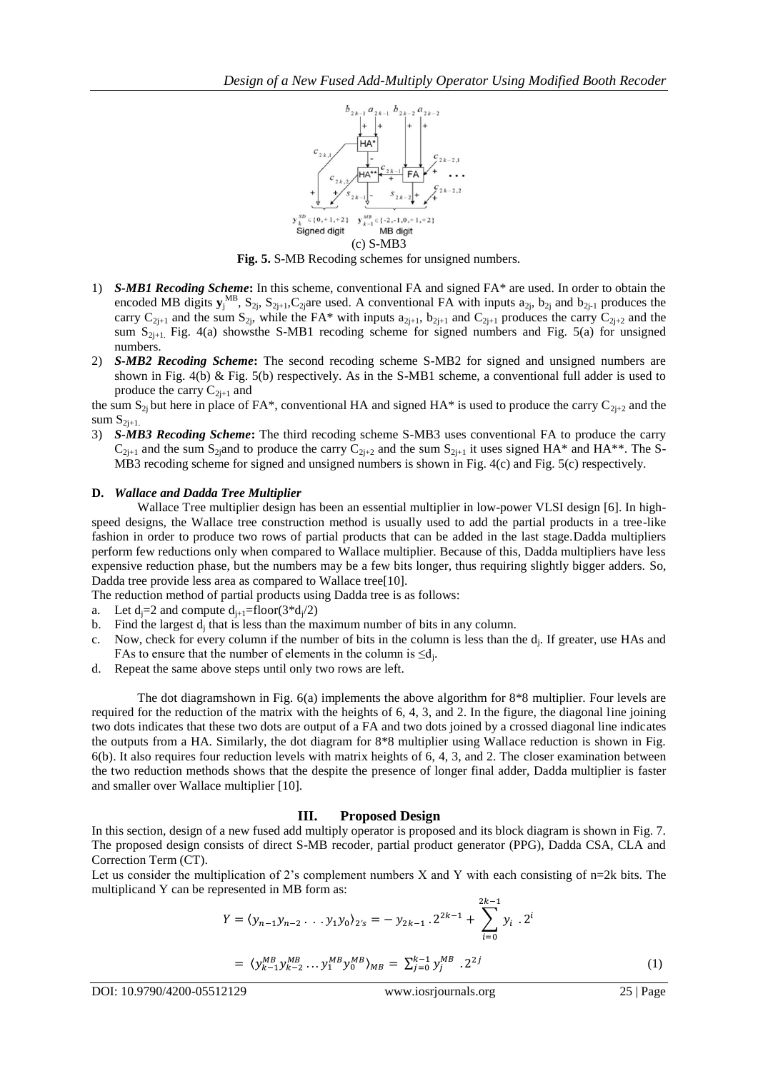(c) S-MB3

**Fig. 5.** S-MB Recoding schemes for unsigned numbers.

1) ***S-MB1 Recoding Scheme*:** In this scheme, conventional FA and signed FA* are used. In order to obtain the encoded MB digits $\mathbf{y}_j^{MB}$, $S_{2j}$, $S_{2j+1}$, $C_{2j}$ are used. A conventional FA with inputs $a_{2j}$, $b_{2j}$ and $b_{2j-1}$ produces the carry $C_{2j+1}$ and the sum $S_{2j}$, while the FA* with inputs $a_{2j+1}$, $b_{2j+1}$ and $C_{2j+1}$ produces the carry $C_{2j+2}$ and the sum $S_{2j+1}$. Fig. 4(a) showsthe S-MB1 recoding scheme for signed numbers and Fig. 5(a) for unsigned numbers.
2) ***S-MB2 Recoding Scheme*:** The second recoding scheme S-MB2 for signed and unsigned numbers are shown in Fig. 4(b) & Fig. 5(b) respectively. As in the S-MB1 scheme, a conventional full adder is used to produce the carry $C_{2j+1}$ and

the sum $S_{2j}$ but here in place of FA*, conventional HA and signed HA* is used to produce the carry $C_{2j+2}$ and the sum $S_{2j+1}$.

3) ***S-MB3 Recoding Scheme*:** The third recoding scheme S-MB3 uses conventional FA to produce the carry $C_{2j+1}$ and the sum $S_{2j}$and to produce the carry $C_{2j+2}$ and the sum $S_{2j+1}$ it uses signed HA* and HA**. The S-MB3 recoding scheme for signed and unsigned numbers is shown in Fig. 4(c) and Fig. 5(c) respectively.

### D. *Wallace and Dadda Tree Multiplier*

Wallace Tree multiplier design has been an essential multiplier in low-power VLSI design [6]. In high-speed designs, the Wallace tree construction method is usually used to add the partial products in a tree-like fashion in order to produce two rows of partial products that can be added in the last stage.Dadda multipliers perform few reductions only when compared to Wallace multiplier. Because of this, Dadda multipliers have less expensive reduction phase, but the numbers may be a few bits longer, thus requiring slightly bigger adders. So, Dadda tree provide less area as compared to Wallace tree[10].

The reduction method of partial products using Dadda tree is as follows:

a. Let $d_j$=2 and compute $d_{j+1}$=floor(3*$d_j$/2)
b. Find the largest $d_j$ that is less than the maximum number of bits in any column.
c. Now, check for every column if the number of bits in the column is less than the $d_j$. If greater, use HAs and FAs to ensure that the number of elements in the column is $\leq d_j$.
d. Repeat the same above steps until only two rows are left.

The dot diagramshown in Fig. 6(a) implements the above algorithm for 8*8 multiplier. Four levels are required for the reduction of the matrix with the heights of 6, 4, 3, and 2. In the figure, the diagonal line joining two dots indicates that these two dots are output of a FA and two dots joined by a crossed diagonal line indicates the outputs from a HA. Similarly, the dot diagram for 8*8 multiplier using Wallace reduction is shown in Fig. 6(b). It also requires four reduction levels with matrix heights of 6, 4, 3, and 2. The closer examination between the two reduction methods shows that the despite the presence of longer final adder, Dadda multiplier is faster and smaller over Wallace multiplier [10].

## III. Proposed Design

In this section, design of a new fused add multiply operator is proposed and its block diagram is shown in Fig. 7. The proposed design consists of direct S-MB recoder, partial product generator (PPG), Dadda CSA, CLA and Correction Term (CT).

Let us consider the multiplication of 2's complement numbers X and Y with each consisting of n=2k bits. The multiplicand Y can be represented in MB form as:

$$Y = \langle y_{n-1}y_{n-2}\ldots y_1y_0\rangle_{2's} = -y_{2k-1}\cdot 2^{2k-1} + \sum_{i=0}^{2k-1} y_i\cdot 2^i$$

$$= \langle y_{k-1}^{MB}y_{k-2}^{MB}\ldots y_1^{MB}y_0^{MB}\rangle_{MB} = \sum_{j=0}^{k-1} y_j^{MB}\cdot 2^{2j} \quad (1)$$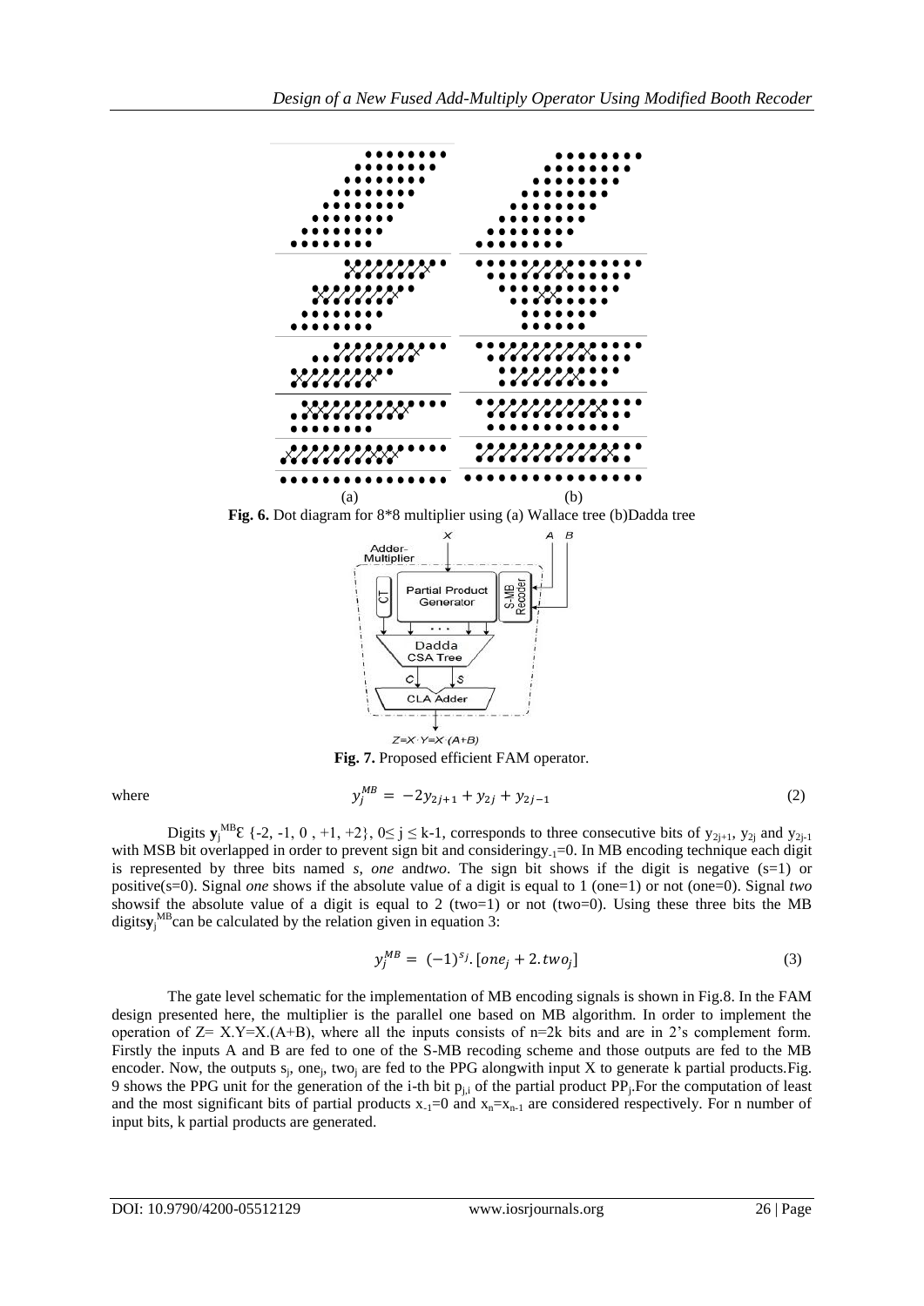(a) (b)

**Fig. 6.** Dot diagram for 8*8 multiplier using (a) Wallace tree (b)Dadda tree

**Fig. 7.** Proposed efficient FAM operator.

where

$$y_j^{MB} = -2y_{2j+1} + y_{2j} + y_{2j-1} \tag{2}$$

Digits $\mathbf{y}_j^{MB} \in \{-2, -1, 0, +1, +2\}$, $0 \leq j \leq k-1$, corresponds to three consecutive bits of $y_{2j+1}$, $y_{2j}$ and $y_{2j-1}$ with MSB bit overlapped in order to prevent sign bit and considering$y_{-1}=0$. In MB encoding technique each digit is represented by three bits named *s*, *one* and*two*. The sign bit shows if the digit is negative (s=1) or positive(s=0). Signal *one* shows if the absolute value of a digit is equal to 1 (one=1) or not (one=0). Signal *two* showsif the absolute value of a digit is equal to 2 (two=1) or not (two=0). Using these three bits the MB digits$\mathbf{y}_j^{MB}$can be calculated by the relation given in equation 3:

$$y_j^{MB} = (-1)^{s_j}.[one_j + 2.two_j] \tag{3}$$

The gate level schematic for the implementation of MB encoding signals is shown in Fig.8. In the FAM design presented here, the multiplier is the parallel one based on MB algorithm. In order to implement the operation of Z= X.Y=X.(A+B), where all the inputs consists of n=2k bits and are in 2's complement form. Firstly the inputs A and B are fed to one of the S-MB recoding scheme and those outputs are fed to the MB encoder. Now, the outputs $s_j$, $one_j$, $two_j$ are fed to the PPG alongwith input X to generate k partial products.Fig. 9 shows the PPG unit for the generation of the i-th bit $p_{j,i}$ of the partial product $PP_j$.For the computation of least and the most significant bits of partial products $x_{-1}=0$ and $x_n=x_{n-1}$ are considered respectively. For n number of input bits, k partial products are generated.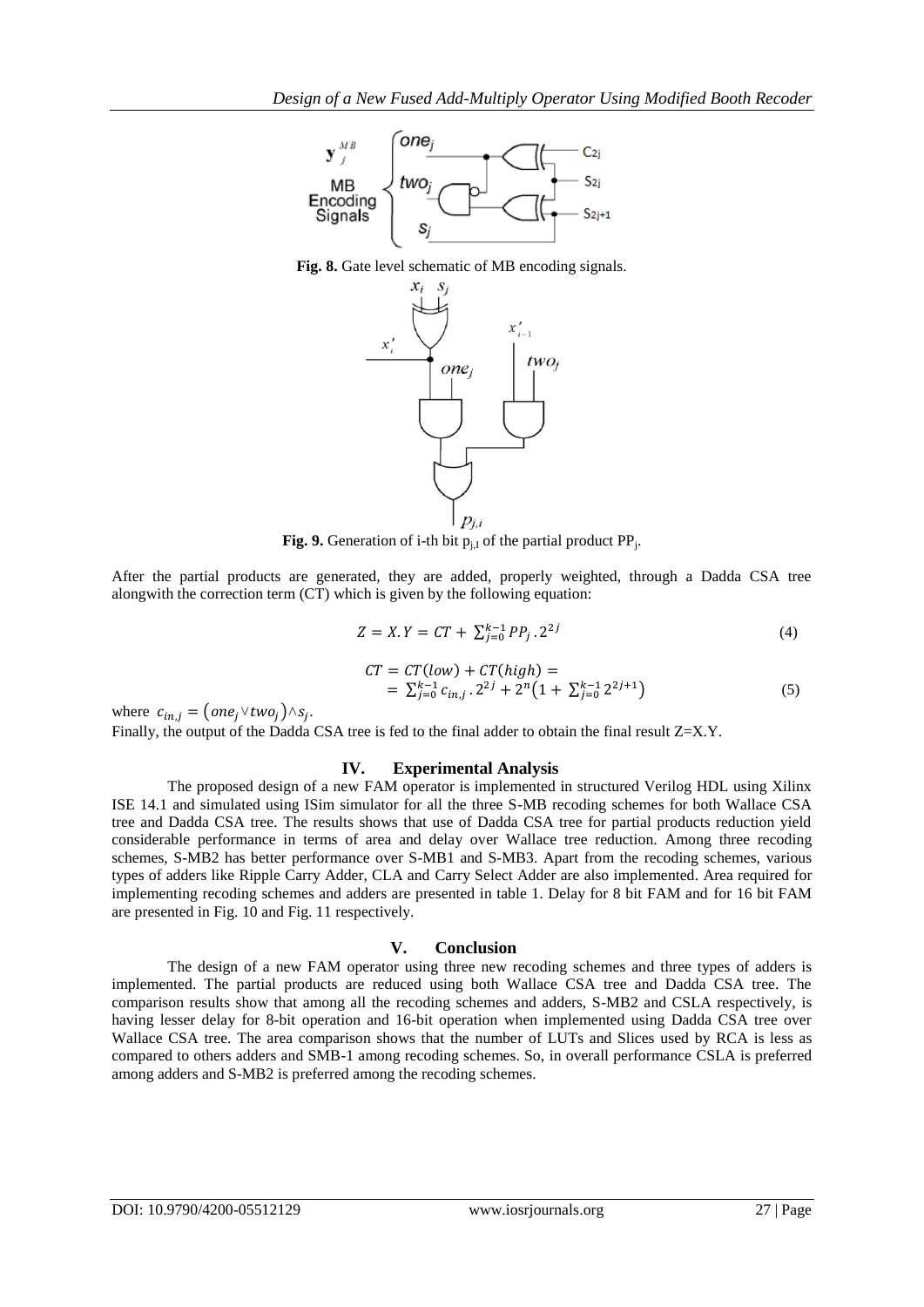**Fig. 8.** Gate level schematic of MB encoding signals.

**Fig. 9.** Generation of i-th bit $p_{j,1}$ of the partial product $PP_j$.

After the partial products are generated, they are added, properly weighted, through a Dadda CSA tree alongwith the correction term (CT) which is given by the following equation:

$$Z = X.Y = CT + \sum_{j=0}^{k-1} PP_j \, .2^{2j} \tag{4}$$

$$\begin{aligned} CT &= CT(low) + CT(high) = \\ &= \sum_{j=0}^{k-1} c_{in,j} \, .2^{2j} + 2^n \left(1 + \sum_{j=0}^{k-1} 2^{2j+1}\right) \end{aligned} \tag{5}$$

where $c_{in,j} = (one_j \vee two_j) \wedge s_j$.

Finally, the output of the Dadda CSA tree is fed to the final adder to obtain the final result Z=X.Y.

## IV. Experimental Analysis

The proposed design of a new FAM operator is implemented in structured Verilog HDL using Xilinx ISE 14.1 and simulated using ISim simulator for all the three S-MB recoding schemes for both Wallace CSA tree and Dadda CSA tree. The results shows that use of Dadda CSA tree for partial products reduction yield considerable performance in terms of area and delay over Wallace tree reduction. Among three recoding schemes, S-MB2 has better performance over S-MB1 and S-MB3. Apart from the recoding schemes, various types of adders like Ripple Carry Adder, CLA and Carry Select Adder are also implemented. Area required for implementing recoding schemes and adders are presented in table 1. Delay for 8 bit FAM and for 16 bit FAM are presented in Fig. 10 and Fig. 11 respectively.

## V. Conclusion

The design of a new FAM operator using three new recoding schemes and three types of adders is implemented. The partial products are reduced using both Wallace CSA tree and Dadda CSA tree. The comparison results show that among all the recoding schemes and adders, S-MB2 and CSLA respectively, is having lesser delay for 8-bit operation and 16-bit operation when implemented using Dadda CSA tree over Wallace CSA tree. The area comparison shows that the number of LUTs and Slices used by RCA is less as compared to others adders and SMB-1 among recoding schemes. So, in overall performance CSLA is preferred among adders and S-MB2 is preferred among the recoding schemes.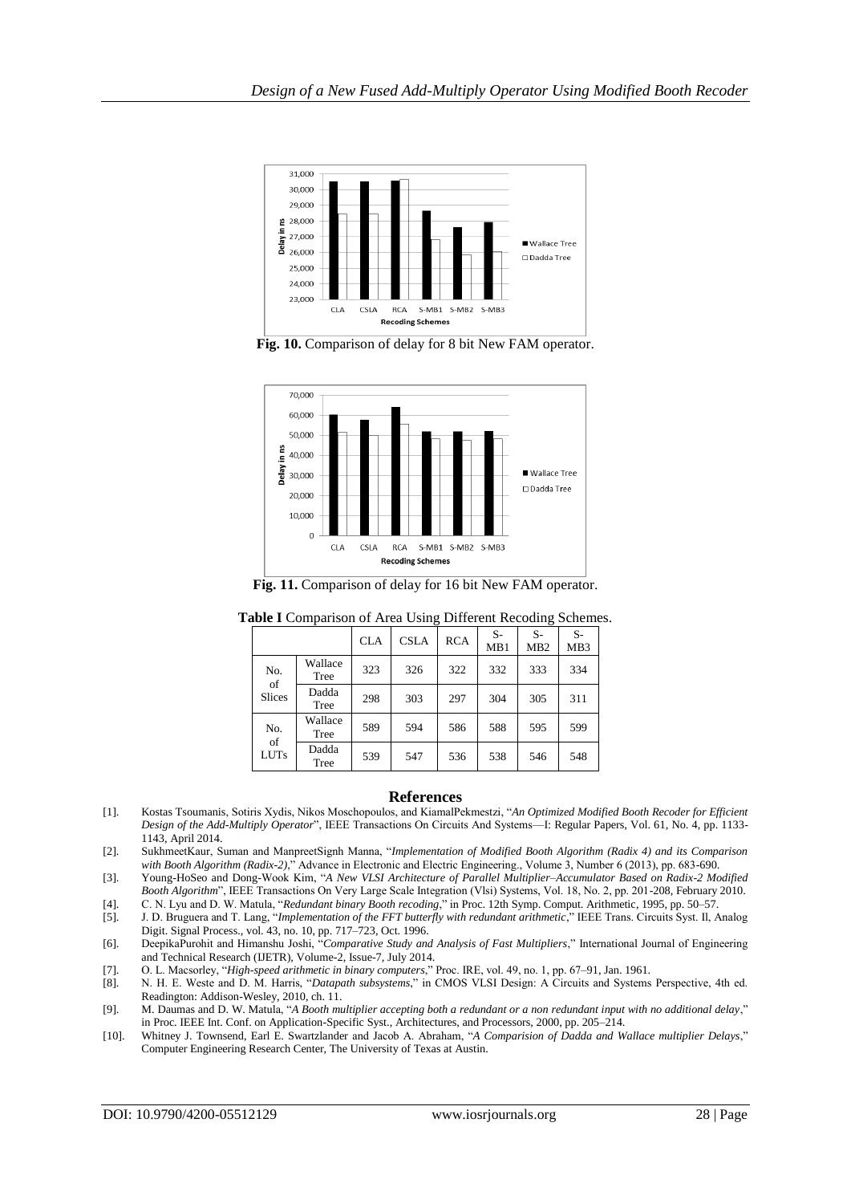**Fig. 10.** Comparison of delay for 8 bit New FAM operator.

**Fig. 11.** Comparison of delay for 16 bit New FAM operator.

**Table I** Comparison of Area Using Different Recoding Schemes.

| | | CLA | CSLA | RCA | S-MB1 | S-MB2 | S-MB3 |
|---|---|---|---|---|---|---|---|
| No. of Slices | Wallace Tree | 323 | 326 | 322 | 332 | 333 | 334 |
| | Dadda Tree | 298 | 303 | 297 | 304 | 305 | 311 |
| No. of LUTs | Wallace Tree | 589 | 594 | 586 | 588 | 595 | 599 |
| | Dadda Tree | 539 | 547 | 536 | 538 | 546 | 548 |

## References

[1]. Kostas Tsoumanis, Sotiris Xydis, Nikos Moschopoulos, and KiamalPekmestzi, "*An Optimized Modified Booth Recoder for Efficient Design of the Add-Multiply Operator*", IEEE Transactions On Circuits And Systems—I: Regular Papers, Vol. 61, No. 4, pp. 1133-1143, April 2014.

[2]. SukhmeetKaur, Suman and ManpreetSignh Manna, "*Implementation of Modified Booth Algorithm (Radix 4) and its Comparison with Booth Algorithm (Radix-2)*," Advance in Electronic and Electric Engineering., Volume 3, Number 6 (2013), pp. 683-690.

[3]. Young-HoSeo and Dong-Wook Kim, "*A New VLSI Architecture of Parallel Multiplier–Accumulator Based on Radix-2 Modified Booth Algorithm*", IEEE Transactions On Very Large Scale Integration (Vlsi) Systems, Vol. 18, No. 2, pp. 201-208, February 2010.

[4]. C. N. Lyu and D. W. Matula, "*Redundant binary Booth recoding*," in Proc. 12th Symp. Comput. Arithmetic, 1995, pp. 50–57.

[5]. J. D. Bruguera and T. Lang, "*Implementation of the FFT butterfly with redundant arithmetic*," IEEE Trans. Circuits Syst. Il, Analog Digit. Signal Process., vol. 43, no. 10, pp. 717–723, Oct. 1996.

[6]. DeepikaPurohit and Himanshu Joshi, "*Comparative Study and Analysis of Fast Multipliers*," International Journal of Engineering and Technical Research (IJETR), Volume-2, Issue-7, July 2014.

[7]. O. L. Macsorley, "*High-speed arithmetic in binary computers*," Proc. IRE, vol. 49, no. 1, pp. 67–91, Jan. 1961.

[8]. N. H. E. Weste and D. M. Harris, "*Datapath subsystems*," in CMOS VLSI Design: A Circuits and Systems Perspective, 4th ed. Readington: Addison-Wesley, 2010, ch. 11.

[9]. M. Daumas and D. W. Matula, "*A Booth multiplier accepting both a redundant or a non redundant input with no additional delay*," in Proc. IEEE Int. Conf. on Application-Specific Syst., Architectures, and Processors, 2000, pp. 205–214.

[10]. Whitney J. Townsend, Earl E. Swartzlander and Jacob A. Abraham, "*A Comparision of Dadda and Wallace multiplier Delays*," Computer Engineering Research Center, The University of Texas at Austin.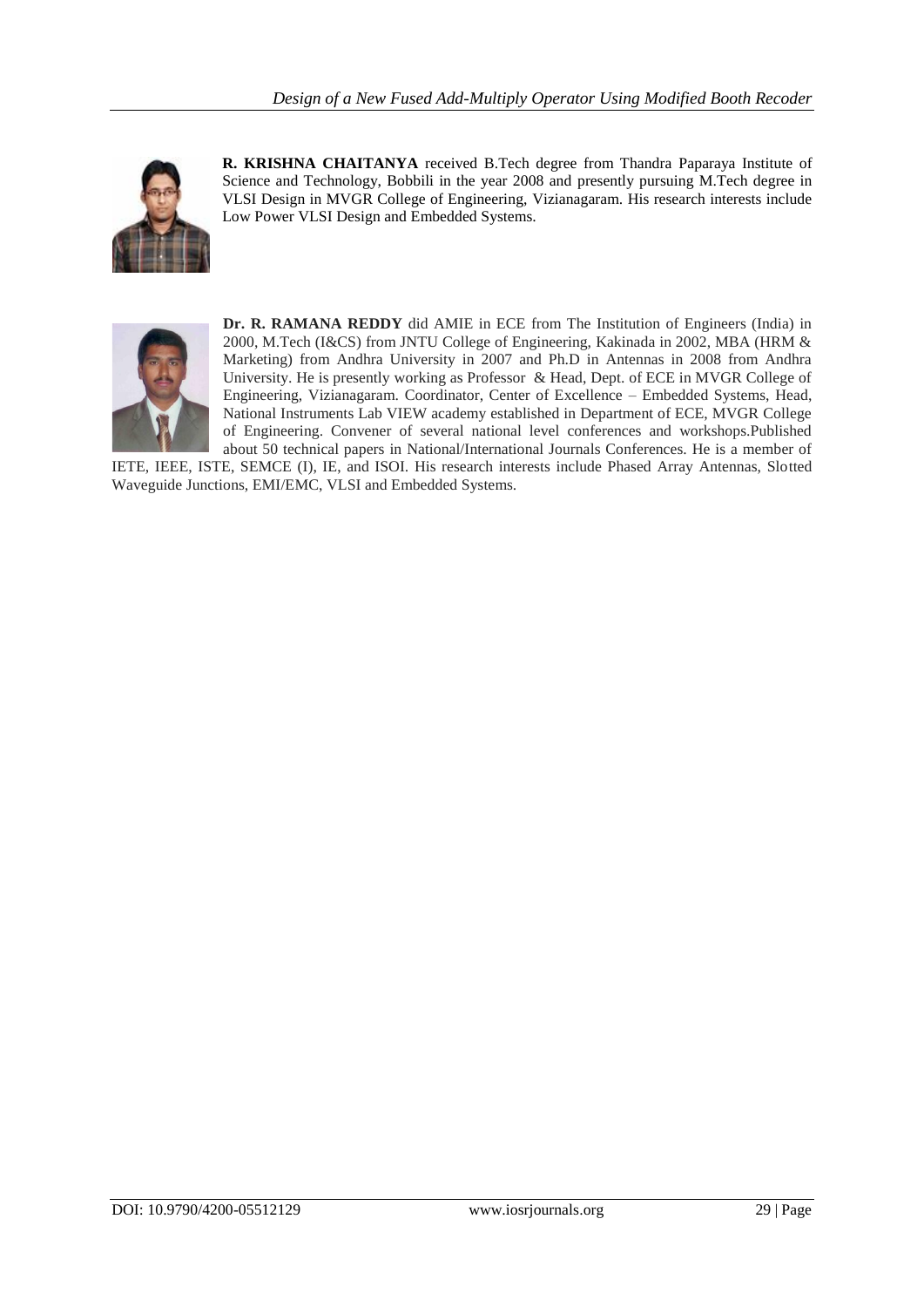**R. KRISHNA CHAITANYA** received B.Tech degree from Thandra Paparaya Institute of Science and Technology, Bobbili in the year 2008 and presently pursuing M.Tech degree in VLSI Design in MVGR College of Engineering, Vizianagaram. His research interests include Low Power VLSI Design and Embedded Systems.

**Dr. R. RAMANA REDDY** did AMIE in ECE from The Institution of Engineers (India) in 2000, M.Tech (I&CS) from JNTU College of Engineering, Kakinada in 2002, MBA (HRM & Marketing) from Andhra University in 2007 and Ph.D in Antennas in 2008 from Andhra University. He is presently working as Professor & Head, Dept. of ECE in MVGR College of Engineering, Vizianagaram. Coordinator, Center of Excellence – Embedded Systems, Head, National Instruments Lab VIEW academy established in Department of ECE, MVGR College of Engineering. Convener of several national level conferences and workshops.Published about 50 technical papers in National/International Journals Conferences. He is a member of IETE, IEEE, ISTE, SEMCE (I), IE, and ISOI. His research interests include Phased Array Antennas, Slotted Waveguide Junctions, EMI/EMC, VLSI and Embedded Systems.